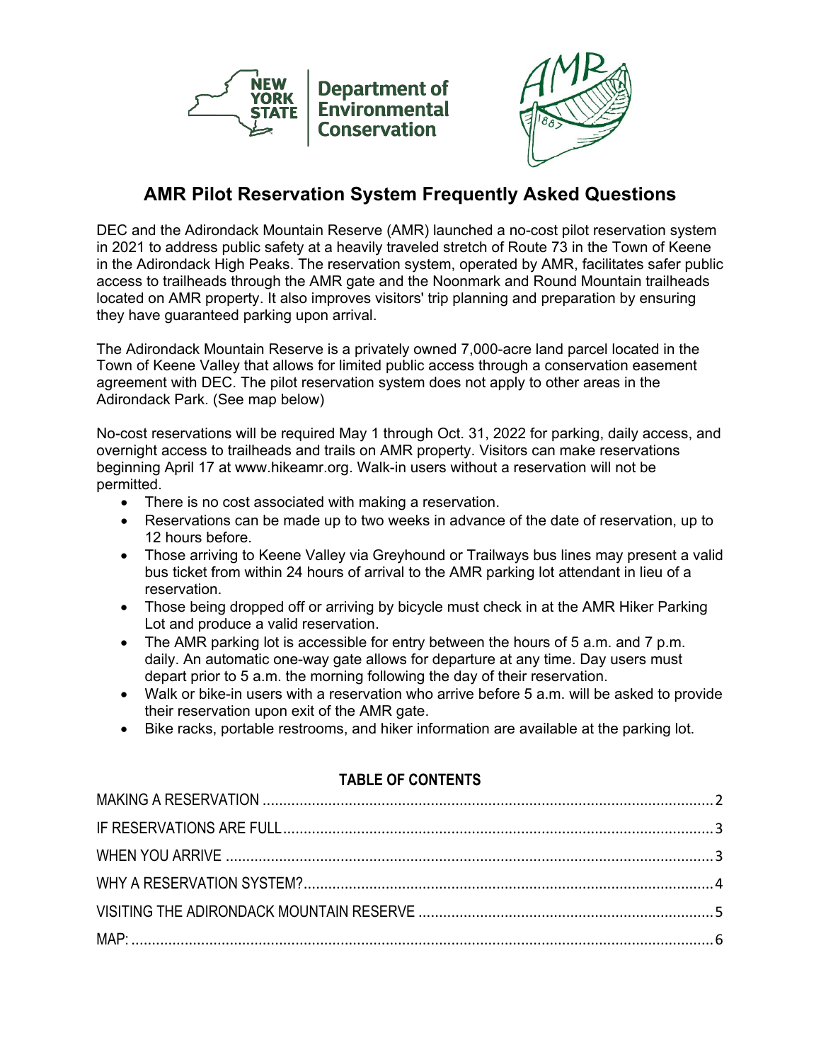# AMR Pilot Reservation System Frequently Asked Questions

DEC and the Adirondack Mountain Reserve (AMR) launched a no-cost pilot reservation system in 2021 to address public safety at a heavily traveled stretch of Route 73 in the Town of Keene in the Adirondack High Peaks. The reservation system, operated by AMR, facilitates safer public access to trailheads through the AMR gate and the Noonmark and Round Mountain trailheads located on AMR property. It also improves visitors' trip planning and preparation by ensuring they have guaranteed parking upon arrival.

The Adirondack Mountain Reserve is a privately owned 7,000-acre land parcel located in the Town of Keene Valley that allows for limited public access through a conservation easement agreement with DEC. The pilot reservation system does not apply to other areas in the Adirondack Park. (See map below)

No-cost reservations will be required May 1 through Oct. 31, 2022 for parking, daily access, and overnight access to trailheads and trails on AMR property. Visitors can make reservations beginning April 17 at www.hikeamr.org. Walk-in users without a reservation will not be permitted.

- There is no cost associated with making a reservation.
- Reservations can be made up to two weeks in advance of the date of reservation, up to 12 hours before.
- Those arriving to Keene Valley via Greyhound or Trailways bus lines may present a valid bus ticket from within 24 hours of arrival to the AMR parking lot attendant in lieu of a reservation.
- Those being dropped off or arriving by bicycle must check in at the AMR Hiker Parking Lot and produce a valid reservation.
- The AMR parking lot is accessible for entry between the hours of 5 a.m. and 7 p.m. daily. An automatic one-way gate allows for departure at any time. Day users must depart prior to 5 a.m. the morning following the day of their reservation.
- Walk or bike-in users with a reservation who arrive before 5 a.m. will be asked to provide their reservation upon exit of the AMR gate.
- Bike racks, portable restrooms, and hiker information are available at the parking lot.

## TABLE OF CONTENTS

MAKING A RESERVATION ........ 2
IF RESERVATIONS ARE FULL ........ 3
WHEN YOU ARRIVE ........ 3
WHY A RESERVATION SYSTEM? ........ 4
VISITING THE ADIRONDACK MOUNTAIN RESERVE ........ 5
MAP: ........ 6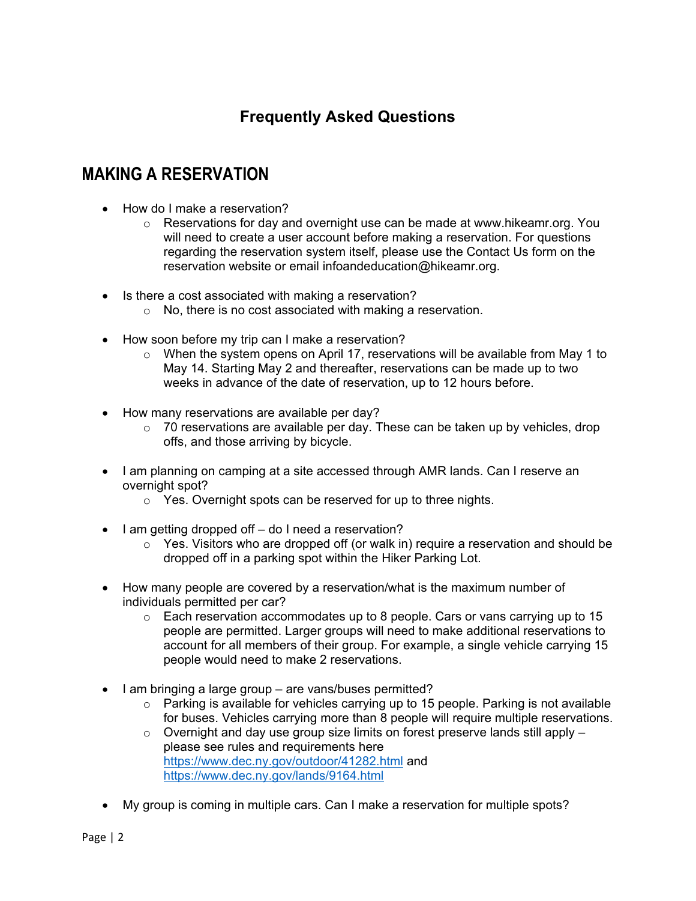# Frequently Asked Questions

## MAKING A RESERVATION

- How do I make a reservation?
  - Reservations for day and overnight use can be made at www.hikeamr.org. You will need to create a user account before making a reservation. For questions regarding the reservation system itself, please use the Contact Us form on the reservation website or email infoandeducation@hikeamr.org.

- Is there a cost associated with making a reservation?
  - No, there is no cost associated with making a reservation.

- How soon before my trip can I make a reservation?
  - When the system opens on April 17, reservations will be available from May 1 to May 14. Starting May 2 and thereafter, reservations can be made up to two weeks in advance of the date of reservation, up to 12 hours before.

- How many reservations are available per day?
  - 70 reservations are available per day. These can be taken up by vehicles, drop offs, and those arriving by bicycle.

- I am planning on camping at a site accessed through AMR lands. Can I reserve an overnight spot?
  - Yes. Overnight spots can be reserved for up to three nights.

- I am getting dropped off – do I need a reservation?
  - Yes. Visitors who are dropped off (or walk in) require a reservation and should be dropped off in a parking spot within the Hiker Parking Lot.

- How many people are covered by a reservation/what is the maximum number of individuals permitted per car?
  - Each reservation accommodates up to 8 people. Cars or vans carrying up to 15 people are permitted. Larger groups will need to make additional reservations to account for all members of their group. For example, a single vehicle carrying 15 people would need to make 2 reservations.

- I am bringing a large group – are vans/buses permitted?
  - Parking is available for vehicles carrying up to 15 people. Parking is not available for buses. Vehicles carrying more than 8 people will require multiple reservations.
  - Overnight and day use group size limits on forest preserve lands still apply – please see rules and requirements here https://www.dec.ny.gov/outdoor/41282.html and https://www.dec.ny.gov/lands/9164.html

- My group is coming in multiple cars. Can I make a reservation for multiple spots?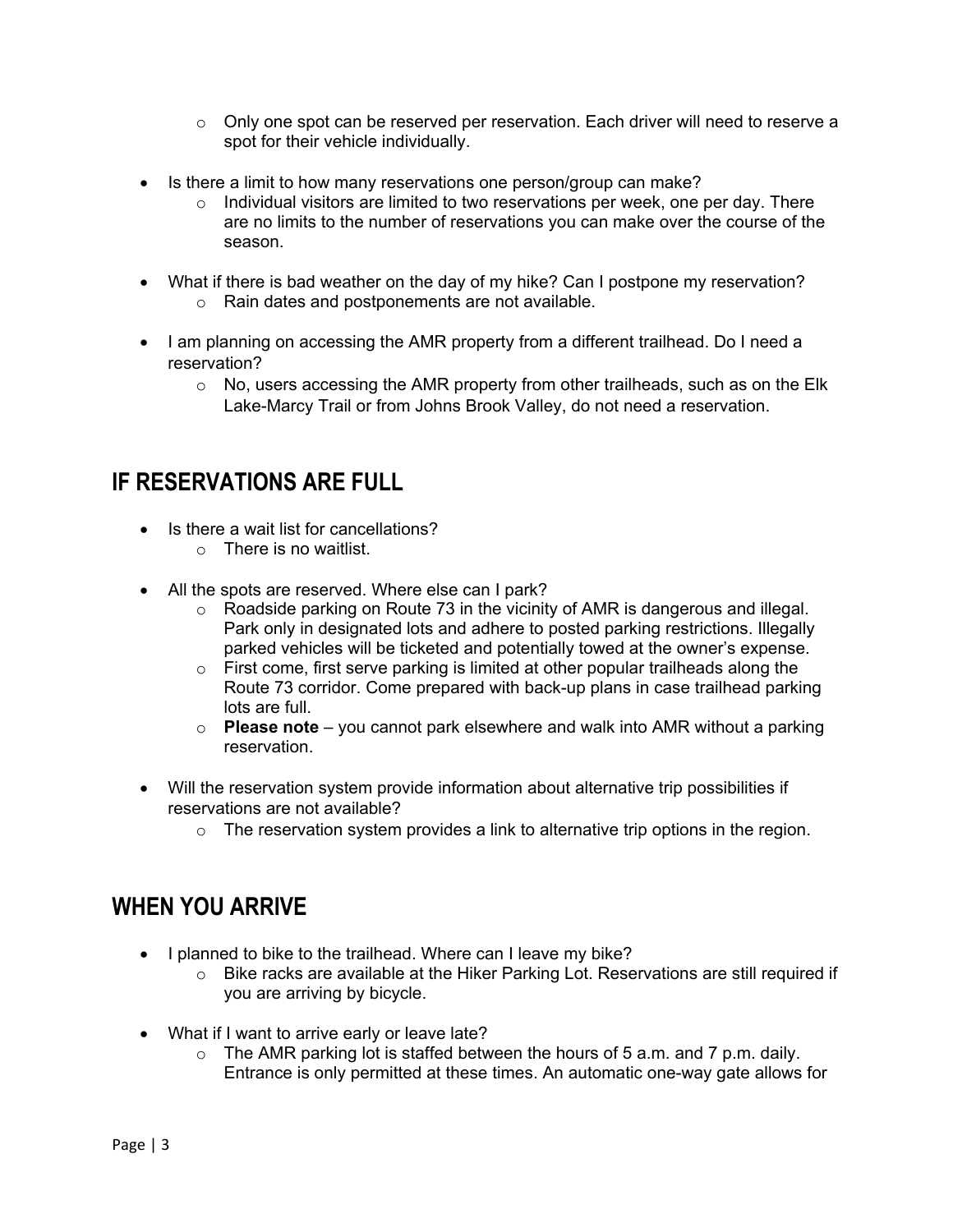- Only one spot can be reserved per reservation. Each driver will need to reserve a spot for their vehicle individually.

- Is there a limit to how many reservations one person/group can make?
  - Individual visitors are limited to two reservations per week, one per day. There are no limits to the number of reservations you can make over the course of the season.

- What if there is bad weather on the day of my hike? Can I postpone my reservation?
  - Rain dates and postponements are not available.

- I am planning on accessing the AMR property from a different trailhead. Do I need a reservation?
  - No, users accessing the AMR property from other trailheads, such as on the Elk Lake-Marcy Trail or from Johns Brook Valley, do not need a reservation.

## IF RESERVATIONS ARE FULL

- Is there a wait list for cancellations?
  - There is no waitlist.

- All the spots are reserved. Where else can I park?
  - Roadside parking on Route 73 in the vicinity of AMR is dangerous and illegal. Park only in designated lots and adhere to posted parking restrictions. Illegally parked vehicles will be ticketed and potentially towed at the owner's expense.
  - First come, first serve parking is limited at other popular trailheads along the Route 73 corridor. Come prepared with back-up plans in case trailhead parking lots are full.
  - **Please note** – you cannot park elsewhere and walk into AMR without a parking reservation.

- Will the reservation system provide information about alternative trip possibilities if reservations are not available?
  - The reservation system provides a link to alternative trip options in the region.

## WHEN YOU ARRIVE

- I planned to bike to the trailhead. Where can I leave my bike?
  - Bike racks are available at the Hiker Parking Lot. Reservations are still required if you are arriving by bicycle.

- What if I want to arrive early or leave late?
  - The AMR parking lot is staffed between the hours of 5 a.m. and 7 p.m. daily. Entrance is only permitted at these times. An automatic one-way gate allows for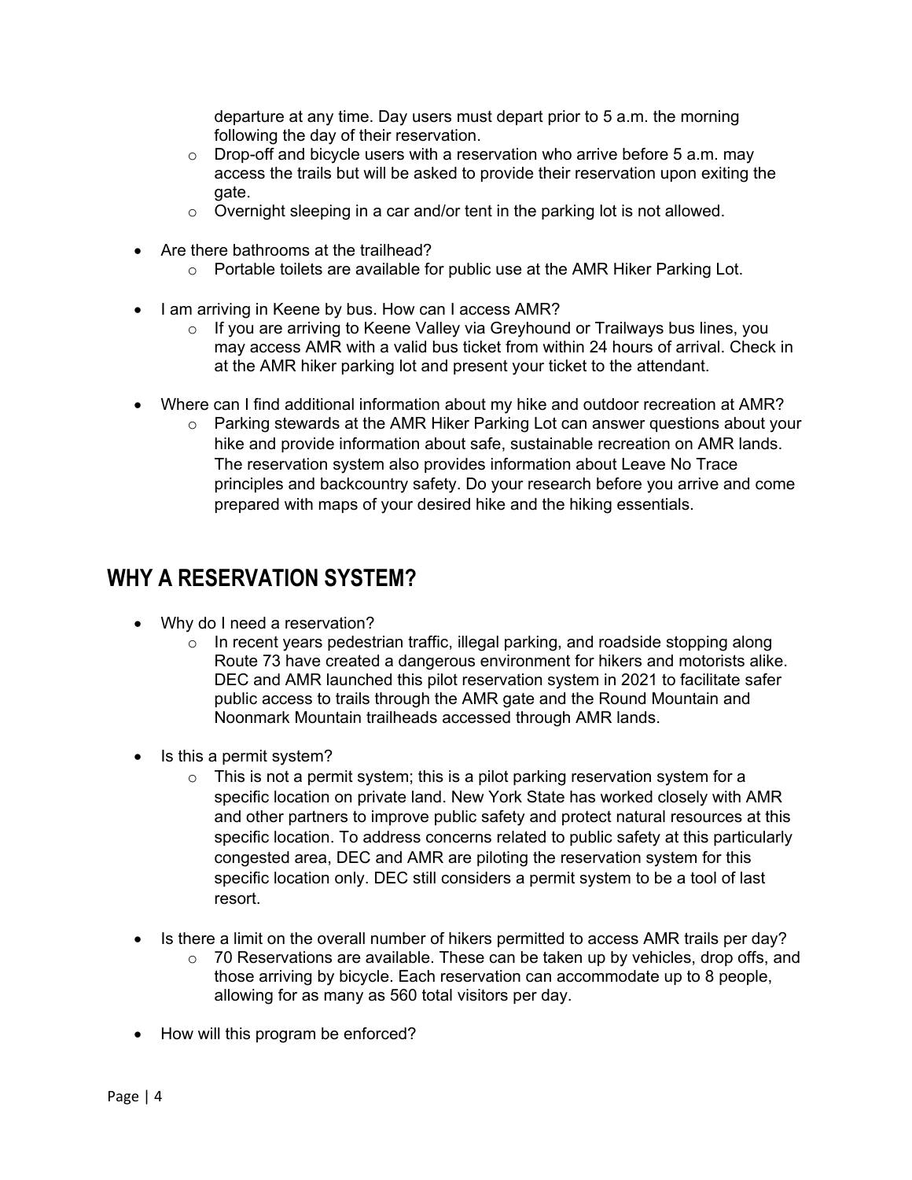departure at any time. Day users must depart prior to 5 a.m. the morning following the day of their reservation.
    - Drop-off and bicycle users with a reservation who arrive before 5 a.m. may access the trails but will be asked to provide their reservation upon exiting the gate.
    - Overnight sleeping in a car and/or tent in the parking lot is not allowed.

- Are there bathrooms at the trailhead?
    - Portable toilets are available for public use at the AMR Hiker Parking Lot.

- I am arriving in Keene by bus. How can I access AMR?
    - If you are arriving to Keene Valley via Greyhound or Trailways bus lines, you may access AMR with a valid bus ticket from within 24 hours of arrival. Check in at the AMR hiker parking lot and present your ticket to the attendant.

- Where can I find additional information about my hike and outdoor recreation at AMR?
    - Parking stewards at the AMR Hiker Parking Lot can answer questions about your hike and provide information about safe, sustainable recreation on AMR lands. The reservation system also provides information about Leave No Trace principles and backcountry safety. Do your research before you arrive and come prepared with maps of your desired hike and the hiking essentials.

## WHY A RESERVATION SYSTEM?

- Why do I need a reservation?
    - In recent years pedestrian traffic, illegal parking, and roadside stopping along Route 73 have created a dangerous environment for hikers and motorists alike. DEC and AMR launched this pilot reservation system in 2021 to facilitate safer public access to trails through the AMR gate and the Round Mountain and Noonmark Mountain trailheads accessed through AMR lands.

- Is this a permit system?
    - This is not a permit system; this is a pilot parking reservation system for a specific location on private land. New York State has worked closely with AMR and other partners to improve public safety and protect natural resources at this specific location. To address concerns related to public safety at this particularly congested area, DEC and AMR are piloting the reservation system for this specific location only. DEC still considers a permit system to be a tool of last resort.

- Is there a limit on the overall number of hikers permitted to access AMR trails per day?
    - 70 Reservations are available. These can be taken up by vehicles, drop offs, and those arriving by bicycle. Each reservation can accommodate up to 8 people, allowing for as many as 560 total visitors per day.

- How will this program be enforced?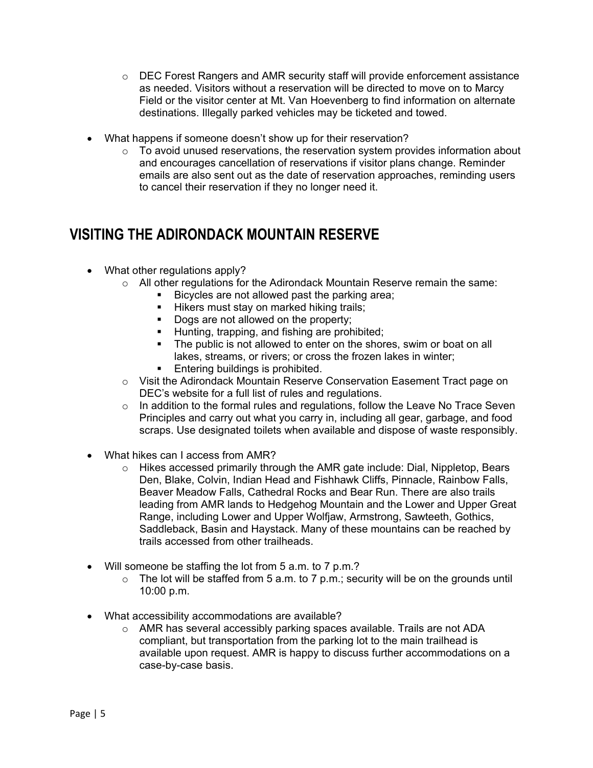- DEC Forest Rangers and AMR security staff will provide enforcement assistance as needed. Visitors without a reservation will be directed to move on to Marcy Field or the visitor center at Mt. Van Hoevenberg to find information on alternate destinations. Illegally parked vehicles may be ticketed and towed.

- What happens if someone doesn't show up for their reservation?
  - To avoid unused reservations, the reservation system provides information about and encourages cancellation of reservations if visitor plans change. Reminder emails are also sent out as the date of reservation approaches, reminding users to cancel their reservation if they no longer need it.

## VISITING THE ADIRONDACK MOUNTAIN RESERVE

- What other regulations apply?
  - All other regulations for the Adirondack Mountain Reserve remain the same:
    - Bicycles are not allowed past the parking area;
    - Hikers must stay on marked hiking trails;
    - Dogs are not allowed on the property;
    - Hunting, trapping, and fishing are prohibited;
    - The public is not allowed to enter on the shores, swim or boat on all lakes, streams, or rivers; or cross the frozen lakes in winter;
    - Entering buildings is prohibited.
  - Visit the Adirondack Mountain Reserve Conservation Easement Tract page on DEC's website for a full list of rules and regulations.
  - In addition to the formal rules and regulations, follow the Leave No Trace Seven Principles and carry out what you carry in, including all gear, garbage, and food scraps. Use designated toilets when available and dispose of waste responsibly.

- What hikes can I access from AMR?
  - Hikes accessed primarily through the AMR gate include: Dial, Nippletop, Bears Den, Blake, Colvin, Indian Head and Fishhawk Cliffs, Pinnacle, Rainbow Falls, Beaver Meadow Falls, Cathedral Rocks and Bear Run. There are also trails leading from AMR lands to Hedgehog Mountain and the Lower and Upper Great Range, including Lower and Upper Wolfjaw, Armstrong, Sawteeth, Gothics, Saddleback, Basin and Haystack. Many of these mountains can be reached by trails accessed from other trailheads.

- Will someone be staffing the lot from 5 a.m. to 7 p.m.?
  - The lot will be staffed from 5 a.m. to 7 p.m.; security will be on the grounds until 10:00 p.m.

- What accessibility accommodations are available?
  - AMR has several accessibly parking spaces available. Trails are not ADA compliant, but transportation from the parking lot to the main trailhead is available upon request. AMR is happy to discuss further accommodations on a case-by-case basis.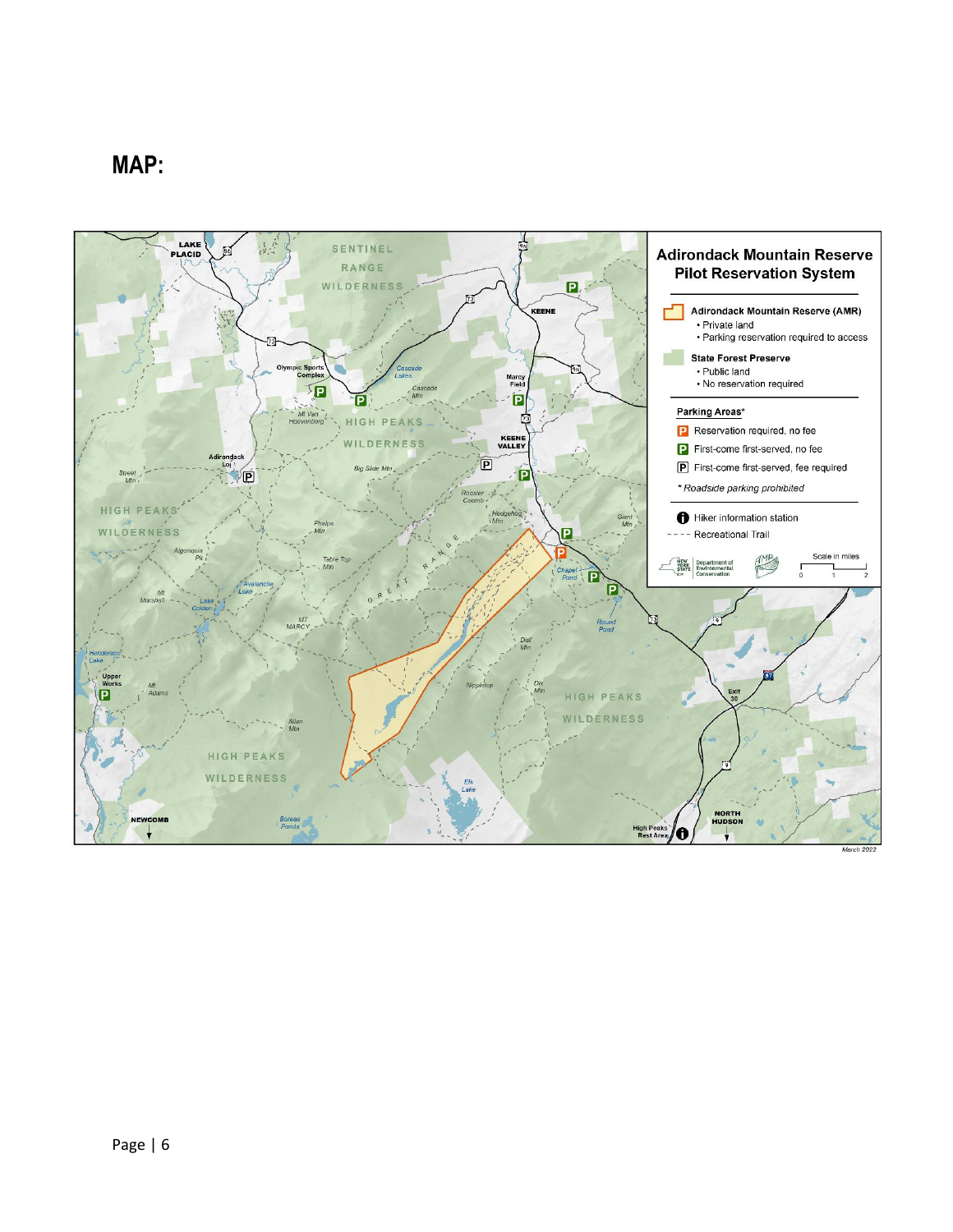## MAP:

Adirondack Mountain Reserve
Pilot Reservation System

Adirondack Mountain Reserve (AMR)
• Private land
• Parking reservation required to access

State Forest Preserve
• Public land
• No reservation required

Parking Areas*

Reservation required, no fee

First-come first-served, no fee

First-come first-served, fee required

* Roadside parking prohibited

Hiker information station

Recreational Trail

Scale in miles

0 1 2

March 2022